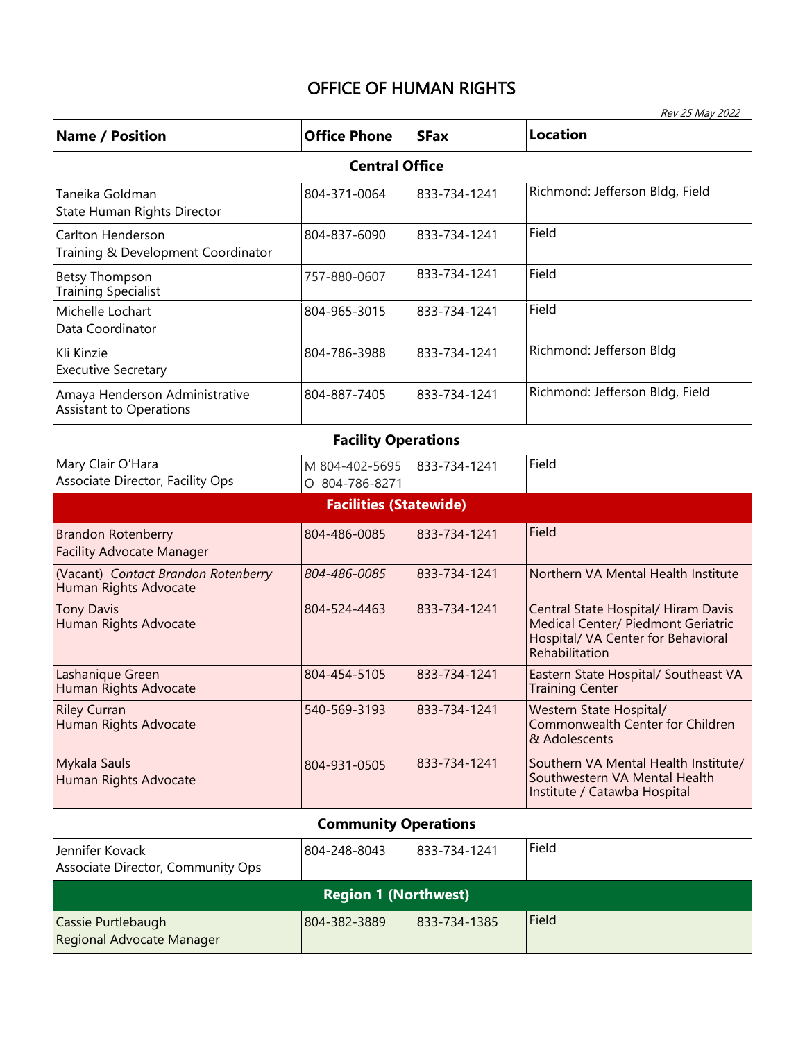# OFFICE OF HUMAN RIGHTS

*Rev 25 May 2022*

| Name / Position | Office Phone | SFax | Location |
|---|---|---|---|
| **Central Office** | | | |
| Taneika Goldman<br>State Human Rights Director | 804-371-0064 | 833-734-1241 | Richmond: Jefferson Bldg, Field |
| Carlton Henderson<br>Training & Development Coordinator | 804-837-6090 | 833-734-1241 | Field |
| Betsy Thompson<br>Training Specialist | 757-880-0607 | 833-734-1241 | Field |
| Michelle Lochart<br>Data Coordinator | 804-965-3015 | 833-734-1241 | Field |
| Kli Kinzie<br>Executive Secretary | 804-786-3988 | 833-734-1241 | Richmond: Jefferson Bldg |
| Amaya Henderson Administrative Assistant to Operations | 804-887-7405 | 833-734-1241 | Richmond: Jefferson Bldg, Field |
| **Facility Operations** | | | |
| Mary Clair O'Hara<br>Associate Director, Facility Ops | M 804-402-5695<br>O 804-786-8271 | 833-734-1241 | Field |
| **Facilities (Statewide)** | | | |
| Brandon Rotenberry<br>Facility Advocate Manager | 804-486-0085 | 833-734-1241 | Field |
| (Vacant) *Contact Brandon Rotenberry*<br>Human Rights Advocate | *804-486-0085* | 833-734-1241 | Northern VA Mental Health Institute |
| Tony Davis<br>Human Rights Advocate | 804-524-4463 | 833-734-1241 | Central State Hospital/ Hiram Davis Medical Center/ Piedmont Geriatric Hospital/ VA Center for Behavioral Rehabilitation |
| Lashanique Green<br>Human Rights Advocate | 804-454-5105 | 833-734-1241 | Eastern State Hospital/ Southeast VA Training Center |
| Riley Curran<br>Human Rights Advocate | 540-569-3193 | 833-734-1241 | Western State Hospital/ Commonwealth Center for Children & Adolescents |
| Mykala Sauls<br>Human Rights Advocate | 804-931-0505 | 833-734-1241 | Southern VA Mental Health Institute/ Southwestern VA Mental Health Institute / Catawba Hospital |
| **Community Operations** | | | |
| Jennifer Kovack<br>Associate Director, Community Ops | 804-248-8043 | 833-734-1241 | Field |
| **Region 1 (Northwest)** | | | |
| Cassie Purtlebaugh<br>Regional Advocate Manager | 804-382-3889 | 833-734-1385 | Field |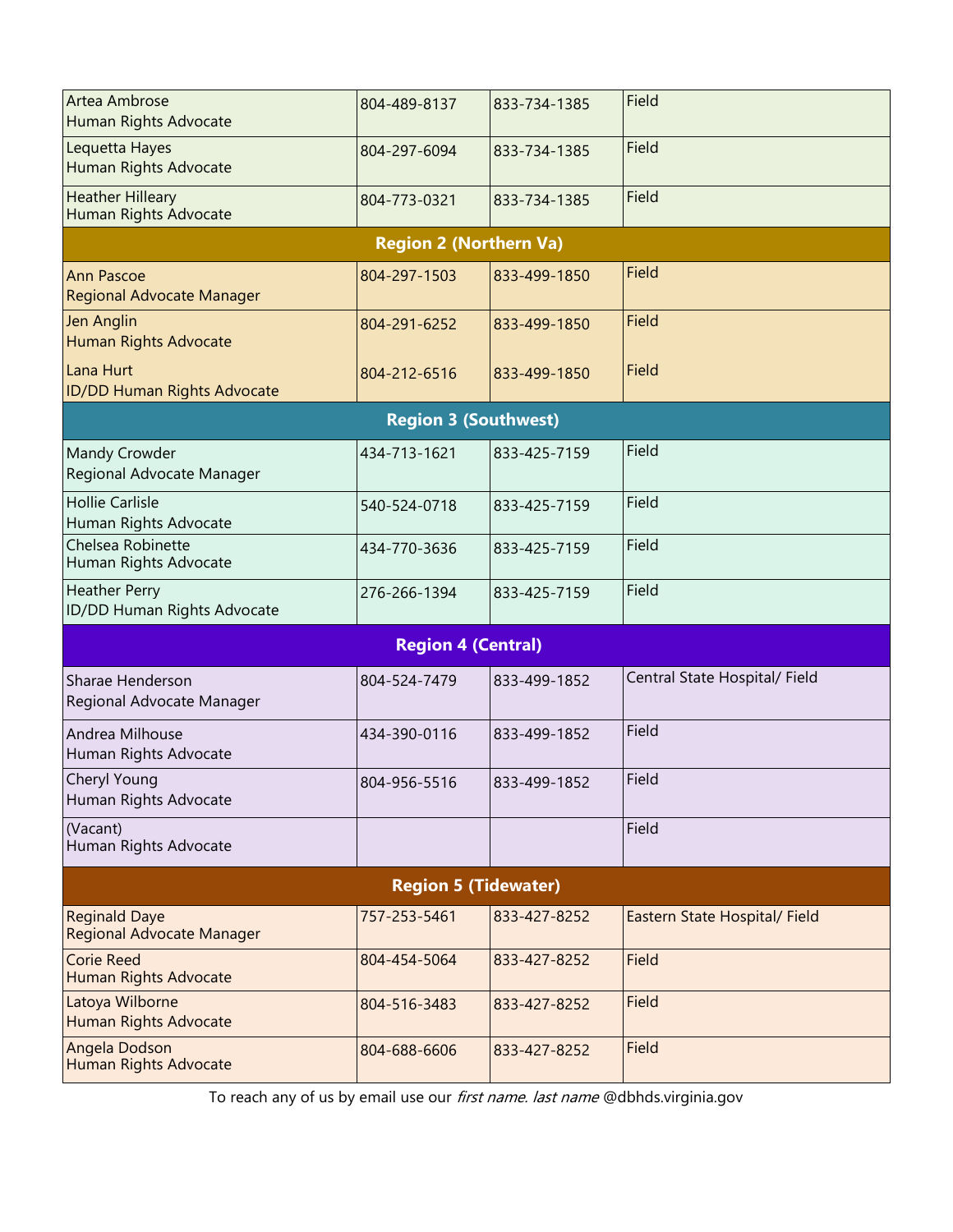| | | | |
|---|---|---|---|
| Artea Ambrose<br>Human Rights Advocate | 804-489-8137 | 833-734-1385 | Field |
| Lequetta Hayes<br>Human Rights Advocate | 804-297-6094 | 833-734-1385 | Field |
| Heather Hilleary<br>Human Rights Advocate | 804-773-0321 | 833-734-1385 | Field |
| **Region 2 (Northern Va)** | | | |
| Ann Pascoe<br>Regional Advocate Manager | 804-297-1503 | 833-499-1850 | Field |
| Jen Anglin<br>Human Rights Advocate | 804-291-6252 | 833-499-1850 | Field |
| Lana Hurt<br>ID/DD Human Rights Advocate | 804-212-6516 | 833-499-1850 | Field |
| **Region 3 (Southwest)** | | | |
| Mandy Crowder<br>Regional Advocate Manager | 434-713-1621 | 833-425-7159 | Field |
| Hollie Carlisle<br>Human Rights Advocate | 540-524-0718 | 833-425-7159 | Field |
| Chelsea Robinette<br>Human Rights Advocate | 434-770-3636 | 833-425-7159 | Field |
| Heather Perry<br>ID/DD Human Rights Advocate | 276-266-1394 | 833-425-7159 | Field |
| **Region 4 (Central)** | | | |
| Sharae Henderson<br>Regional Advocate Manager | 804-524-7479 | 833-499-1852 | Central State Hospital/ Field |
| Andrea Milhouse<br>Human Rights Advocate | 434-390-0116 | 833-499-1852 | Field |
| Cheryl Young<br>Human Rights Advocate | 804-956-5516 | 833-499-1852 | Field |
| (Vacant)<br>Human Rights Advocate | | | Field |
| **Region 5 (Tidewater)** | | | |
| Reginald Daye<br>Regional Advocate Manager | 757-253-5461 | 833-427-8252 | Eastern State Hospital/ Field |
| Corie Reed<br>Human Rights Advocate | 804-454-5064 | 833-427-8252 | Field |
| Latoya Wilborne<br>Human Rights Advocate | 804-516-3483 | 833-427-8252 | Field |
| Angela Dodson<br>Human Rights Advocate | 804-688-6606 | 833-427-8252 | Field |

To reach any of us by email use our *first name. last name* @dbhds.virginia.gov